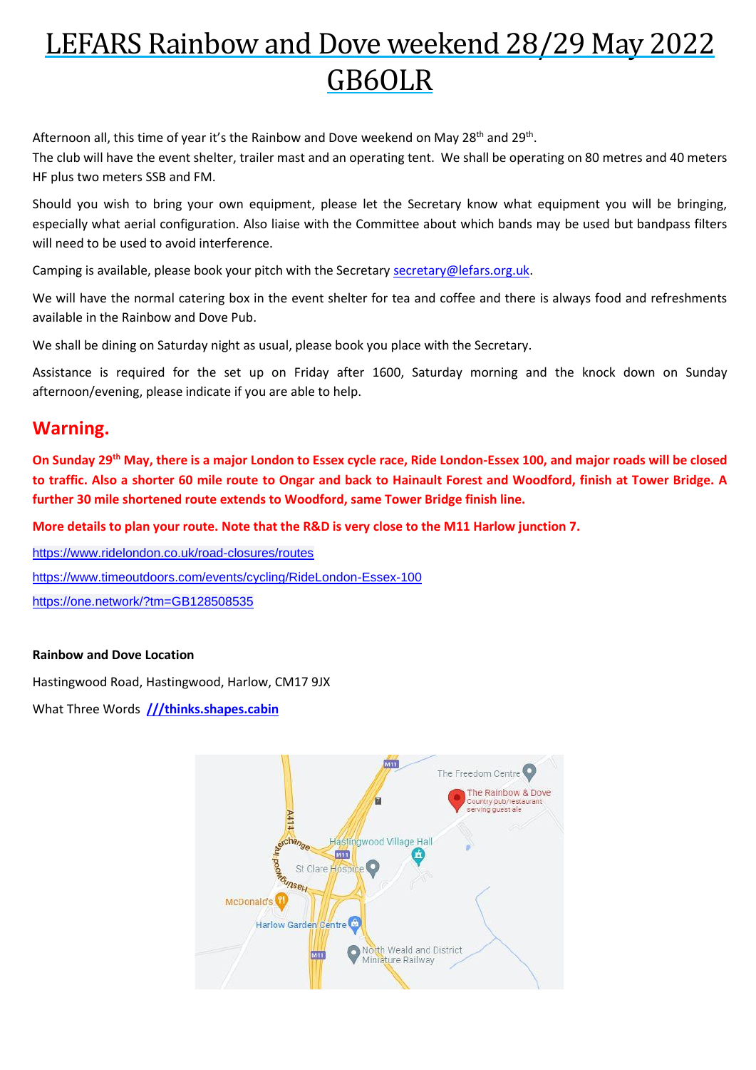# LEFARS Rainbow and Dove weekend 28/29 May 2022 GB6OLR

Afternoon all, this time of year it's the Rainbow and Dove weekend on May 28th and 29th.
The club will have the event shelter, trailer mast and an operating tent. We shall be operating on 80 metres and 40 meters HF plus two meters SSB and FM.

Should you wish to bring your own equipment, please let the Secretary know what equipment you will be bringing, especially what aerial configuration. Also liaise with the Committee about which bands may be used but bandpass filters will need to be used to avoid interference.

Camping is available, please book your pitch with the Secretary secretary@lefars.org.uk.

We will have the normal catering box in the event shelter for tea and coffee and there is always food and refreshments available in the Rainbow and Dove Pub.

We shall be dining on Saturday night as usual, please book you place with the Secretary.

Assistance is required for the set up on Friday after 1600, Saturday morning and the knock down on Sunday afternoon/evening, please indicate if you are able to help.

## Warning.

**On Sunday 29th May, there is a major London to Essex cycle race, Ride London-Essex 100, and major roads will be closed to traffic. Also a shorter 60 mile route to Ongar and back to Hainault Forest and Woodford, finish at Tower Bridge. A further 30 mile shortened route extends to Woodford, same Tower Bridge finish line.**

**More details to plan your route. Note that the R&D is very close to the M11 Harlow junction 7.**

https://www.ridelondon.co.uk/road-closures/routes

https://www.timeoutdoors.com/events/cycling/RideLondon-Essex-100

https://one.network/?tm=GB128508535

**Rainbow and Dove Location**

Hastingwood Road, Hastingwood, Harlow, CM17 9JX

What Three Words **///thinks.shapes.cabin**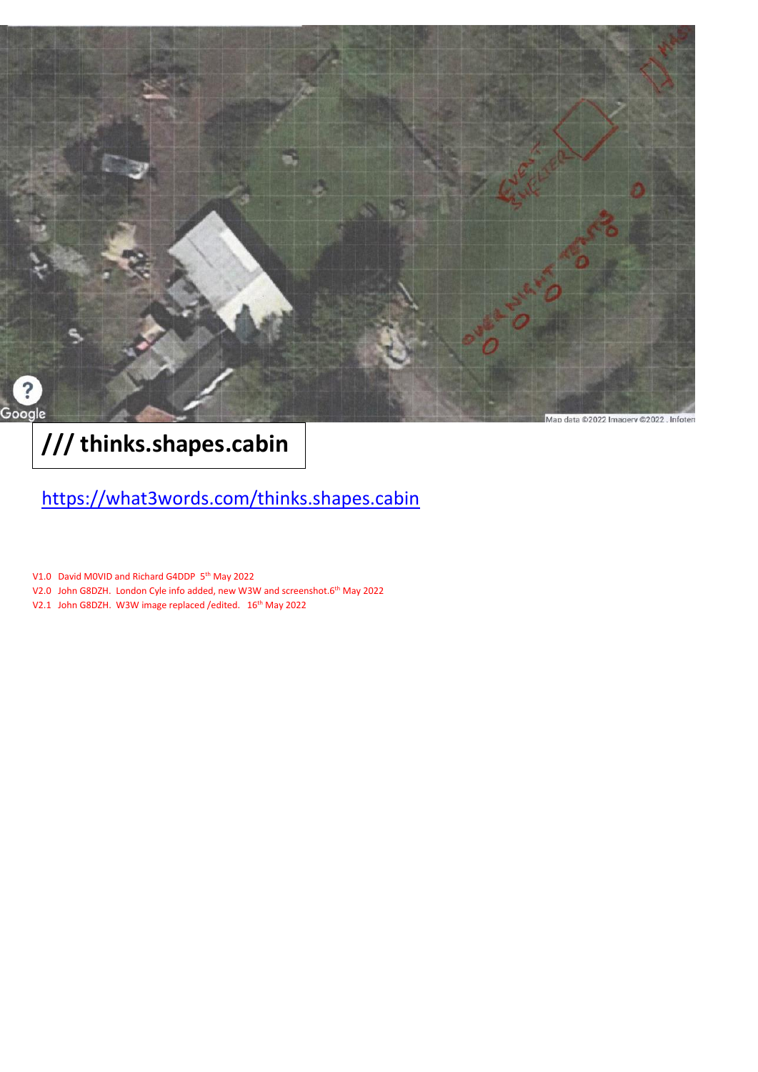**/// thinks.shapes.cabin**

https://what3words.com/thinks.shapes.cabin

V1.0 David M0VID and Richard G4DDP 5th May 2022

V2.0 John G8DZH. London Cyle info added, new W3W and screenshot.6th May 2022

V2.1 John G8DZH. W3W image replaced /edited. 16th May 2022